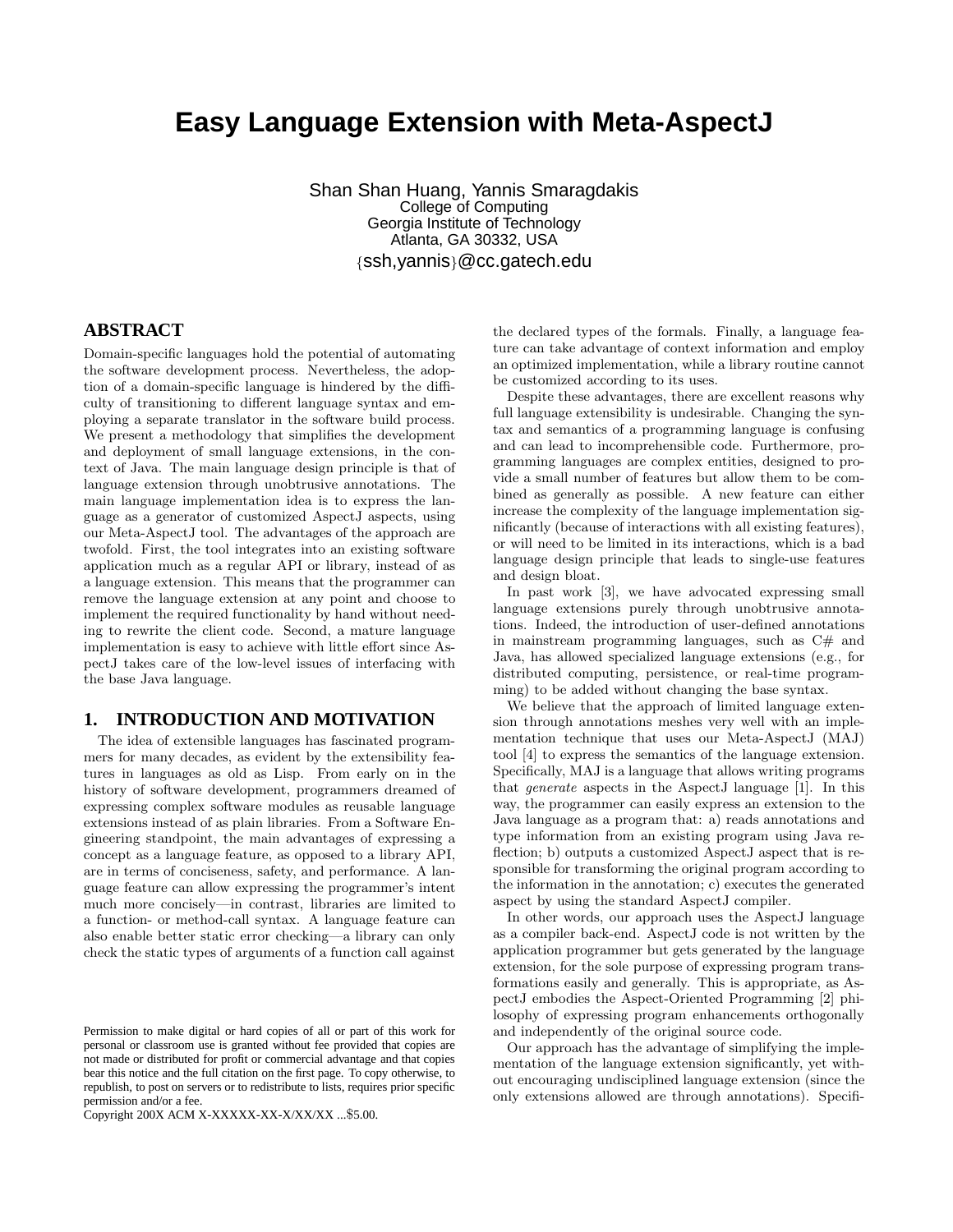# Easy Language Extension with Meta-AspectJ

Shan Shan Huang, Yannis Smaragdakis
College of Computing
Georgia Institute of Technology
Atlanta, GA 30332, USA
{ssh,yannis}@cc.gatech.edu

## ABSTRACT

Domain-specific languages hold the potential of automating the software development process. Nevertheless, the adoption of a domain-specific language is hindered by the difficulty of transitioning to different language syntax and employing a separate translator in the software build process. We present a methodology that simplifies the development and deployment of small language extensions, in the context of Java. The main language design principle is that of language extension through unobtrusive annotations. The main language implementation idea is to express the language as a generator of customized AspectJ aspects, using our Meta-AspectJ tool. The advantages of the approach are twofold. First, the tool integrates into an existing software application much as a regular API or library, instead of as a language extension. This means that the programmer can remove the language extension at any point and choose to implement the required functionality by hand without needing to rewrite the client code. Second, a mature language implementation is easy to achieve with little effort since AspectJ takes care of the low-level issues of interfacing with the base Java language.

## 1. INTRODUCTION AND MOTIVATION

The idea of extensible languages has fascinated programmers for many decades, as evident by the extensibility features in languages as old as Lisp. From early on in the history of software development, programmers dreamed of expressing complex software modules as reusable language extensions instead of as plain libraries. From a Software Engineering standpoint, the main advantages of expressing a concept as a language feature, as opposed to a library API, are in terms of conciseness, safety, and performance. A language feature can allow expressing the programmer's intent much more concisely—in contrast, libraries are limited to a function- or method-call syntax. A language feature can also enable better static error checking—a library can only check the static types of arguments of a function call against the declared types of the formals. Finally, a language feature can take advantage of context information and employ an optimized implementation, while a library routine cannot be customized according to its uses.

Despite these advantages, there are excellent reasons why full language extensibility is undesirable. Changing the syntax and semantics of a programming language is confusing and can lead to incomprehensible code. Furthermore, programming languages are complex entities, designed to provide a small number of features but allow them to be combined as generally as possible. A new feature can either increase the complexity of the language implementation significantly (because of interactions with all existing features), or will need to be limited in its interactions, which is a bad language design principle that leads to single-use features and design bloat.

In past work [3], we have advocated expressing small language extensions purely through unobtrusive annotations. Indeed, the introduction of user-defined annotations in mainstream programming languages, such as C# and Java, has allowed specialized language extensions (e.g., for distributed computing, persistence, or real-time programming) to be added without changing the base syntax.

We believe that the approach of limited language extension through annotations meshes very well with an implementation technique that uses our Meta-AspectJ (MAJ) tool [4] to express the semantics of the language extension. Specifically, MAJ is a language that allows writing programs that *generate* aspects in the AspectJ language [1]. In this way, the programmer can easily express an extension to the Java language as a program that: a) reads annotations and type information from an existing program using Java reflection; b) outputs a customized AspectJ aspect that is responsible for transforming the original program according to the information in the annotation; c) executes the generated aspect by using the standard AspectJ compiler.

In other words, our approach uses the AspectJ language as a compiler back-end. AspectJ code is not written by the application programmer but gets generated by the language extension, for the sole purpose of expressing program transformations easily and generally. This is appropriate, as AspectJ embodies the Aspect-Oriented Programming [2] philosophy of expressing program enhancements orthogonally and independently of the original source code.

Our approach has the advantage of simplifying the implementation of the language extension significantly, yet without encouraging undisciplined language extension (since the only extensions allowed are through annotations). Specifi-

Permission to make digital or hard copies of all or part of this work for personal or classroom use is granted without fee provided that copies are not made or distributed for profit or commercial advantage and that copies bear this notice and the full citation on the first page. To copy otherwise, to republish, to post on servers or to redistribute to lists, requires prior specific permission and/or a fee.
Copyright 200X ACM X-XXXXX-XX-X/XX/XX ...$5.00.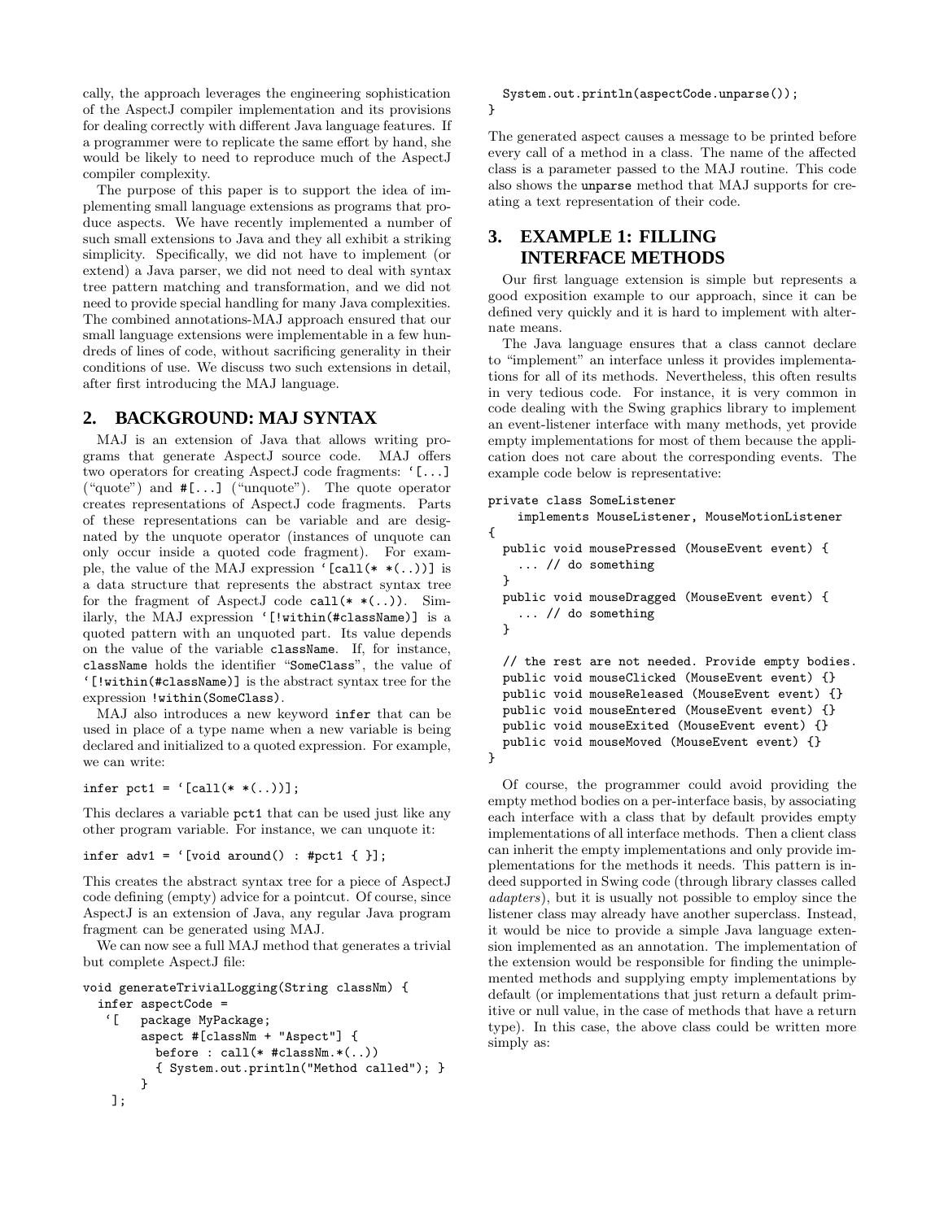cally, the approach leverages the engineering sophistication of the AspectJ compiler implementation and its provisions for dealing correctly with different Java language features. If a programmer were to replicate the same effort by hand, she would be likely to need to reproduce much of the AspectJ compiler complexity.

The purpose of this paper is to support the idea of implementing small language extensions as programs that produce aspects. We have recently implemented a number of such small extensions to Java and they all exhibit a striking simplicity. Specifically, we did not have to implement (or extend) a Java parser, we did not need to deal with syntax tree pattern matching and transformation, and we did not need to provide special handling for many Java complexities. The combined annotations-MAJ approach ensured that our small language extensions were implementable in a few hundreds of lines of code, without sacrificing generality in their conditions of use. We discuss two such extensions in detail, after first introducing the MAJ language.

## 2. BACKGROUND: MAJ SYNTAX

MAJ is an extension of Java that allows writing programs that generate AspectJ source code. MAJ offers two operators for creating AspectJ code fragments: `[...] ("quote") and #[...] ("unquote"). The quote operator creates representations of AspectJ code fragments. Parts of these representations can be variable and are designated by the unquote operator (instances of unquote can only occur inside a quoted code fragment). For example, the value of the MAJ expression `[call(* *(..))] is a data structure that represents the abstract syntax tree for the fragment of AspectJ code call(* *(..)). Similarly, the MAJ expression `[!within(#className)] is a quoted pattern with an unquoted part. Its value depends on the value of the variable className. If, for instance, className holds the identifier "SomeClass", the value of `[!within(#className)] is the abstract syntax tree for the expression !within(SomeClass).

MAJ also introduces a new keyword infer that can be used in place of a type name when a new variable is being declared and initialized to a quoted expression. For example, we can write:

```
infer pct1 = `[call(* *(..))];
```

This declares a variable pct1 that can be used just like any other program variable. For instance, we can unquote it:

```
infer adv1 = `[void around() : #pct1 { }];
```

This creates the abstract syntax tree for a piece of AspectJ code defining (empty) advice for a pointcut. Of course, since AspectJ is an extension of Java, any regular Java program fragment can be generated using MAJ.

We can now see a full MAJ method that generates a trivial but complete AspectJ file:

```
void generateTrivialLogging(String classNm) {
  infer aspectCode =
   `[   package MyPackage;
        aspect #[classNm + "Aspect"] {
          before : call(* #classNm.*(..))
          { System.out.println("Method called"); }
        }
    ];
  System.out.println(aspectCode.unparse());
}
```

The generated aspect causes a message to be printed before every call of a method in a class. The name of the affected class is a parameter passed to the MAJ routine. This code also shows the unparse method that MAJ supports for creating a text representation of their code.

## 3. EXAMPLE 1: FILLING INTERFACE METHODS

Our first language extension is simple but represents a good exposition example to our approach, since it can be defined very quickly and it is hard to implement with alternate means.

The Java language ensures that a class cannot declare to "implement" an interface unless it provides implementations for all of its methods. Nevertheless, this often results in very tedious code. For instance, it is very common in code dealing with the Swing graphics library to implement an event-listener interface with many methods, yet provide empty implementations for most of them because the application does not care about the corresponding events. The example code below is representative:

```
private class SomeListener
    implements MouseListener, MouseMotionListener
{
  public void mousePressed (MouseEvent event) {
    ... // do something
  }
  public void mouseDragged (MouseEvent event) {
    ... // do something
  }

  // the rest are not needed. Provide empty bodies.
  public void mouseClicked (MouseEvent event) {}
  public void mouseReleased (MouseEvent event) {}
  public void mouseEntered (MouseEvent event) {}
  public void mouseExited (MouseEvent event) {}
  public void mouseMoved (MouseEvent event) {}
}
```

Of course, the programmer could avoid providing the empty method bodies on a per-interface basis, by associating each interface with a class that by default provides empty implementations of all interface methods. Then a client class can inherit the empty implementations and only provide implementations for the methods it needs. This pattern is indeed supported in Swing code (through library classes called *adapters*), but it is usually not possible to employ since the listener class may already have another superclass. Instead, it would be nice to provide a simple Java language extension implemented as an annotation. The implementation of the extension would be responsible for finding the unimplemented methods and supplying empty implementations by default (or implementations that just return a default primitive or null value, in the case of methods that have a return type). In this case, the above class could be written more simply as: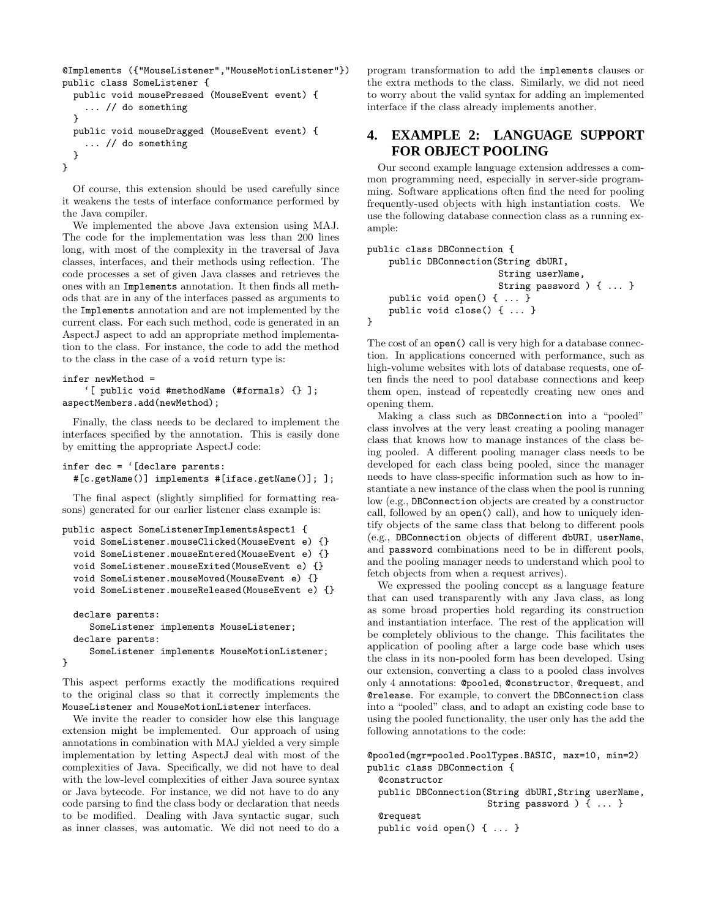```
@Implements ({"MouseListener","MouseMotionListener"})
public class SomeListener {
  public void mousePressed (MouseEvent event) {
    ... // do something
  }
  public void mouseDragged (MouseEvent event) {
    ... // do something
  }
}
```

Of course, this extension should be used carefully since it weakens the tests of interface conformance performed by the Java compiler.

We implemented the above Java extension using MAJ. The code for the implementation was less than 200 lines long, with most of the complexity in the traversal of Java classes, interfaces, and their methods using reflection. The code processes a set of given Java classes and retrieves the ones with an Implements annotation. It then finds all methods that are in any of the interfaces passed as arguments to the Implements annotation and are not implemented by the current class. For each such method, code is generated in an AspectJ aspect to add an appropriate method implementation to the class. For instance, the code to add the method to the class in the case of a void return type is:

```
infer newMethod =
    `[ public void #methodName (#formals) {} ];
aspectMembers.add(newMethod);
```

Finally, the class needs to be declared to implement the interfaces specified by the annotation. This is easily done by emitting the appropriate AspectJ code:

```
infer dec = `[declare parents:
  #[c.getName()] implements #[iface.getName()]; ];
```

The final aspect (slightly simplified for formatting reasons) generated for our earlier listener class example is:

```
public aspect SomeListenerImplementsAspect1 {
  void SomeListener.mouseClicked(MouseEvent e) {}
  void SomeListener.mouseEntered(MouseEvent e) {}
  void SomeListener.mouseExited(MouseEvent e) {}
  void SomeListener.mouseMoved(MouseEvent e) {}
  void SomeListener.mouseReleased(MouseEvent e) {}

  declare parents:
     SomeListener implements MouseListener;
  declare parents:
     SomeListener implements MouseMotionListener;
}
```

This aspect performs exactly the modifications required to the original class so that it correctly implements the MouseListener and MouseMotionListener interfaces.

We invite the reader to consider how else this language extension might be implemented. Our approach of using annotations in combination with MAJ yielded a very simple implementation by letting AspectJ deal with most of the complexities of Java. Specifically, we did not have to deal with the low-level complexities of either Java source syntax or Java bytecode. For instance, we did not have to do any code parsing to find the class body or declaration that needs to be modified. Dealing with Java syntactic sugar, such as inner classes, was automatic. We did not need to do a program transformation to add the implements clauses or the extra methods to the class. Similarly, we did not need to worry about the valid syntax for adding an implemented interface if the class already implements another.

## 4. EXAMPLE 2: LANGUAGE SUPPORT FOR OBJECT POOLING

Our second example language extension addresses a common programming need, especially in server-side programming. Software applications often find the need for pooling frequently-used objects with high instantiation costs. We use the following database connection class as a running example:

```
public class DBConnection {
    public DBConnection(String dbURI,
                        String userName,
                        String password ) { ... }
    public void open() { ... }
    public void close() { ... }
}
```

The cost of an open() call is very high for a database connection. In applications concerned with performance, such as high-volume websites with lots of database requests, one often finds the need to pool database connections and keep them open, instead of repeatedly creating new ones and opening them.

Making a class such as DBConnection into a "pooled" class involves at the very least creating a pooling manager class that knows how to manage instances of the class being pooled. A different pooling manager class needs to be developed for each class being pooled, since the manager needs to have class-specific information such as how to instantiate a new instance of the class when the pool is running low (e.g., DBConnection objects are created by a constructor call, followed by an open() call), and how to uniquely identify objects of the same class that belong to different pools (e.g., DBConnection objects of different dbURI, userName, and password combinations need to be in different pools, and the pooling manager needs to understand which pool to fetch objects from when a request arrives).

We expressed the pooling concept as a language feature that can used transparently with any Java class, as long as some broad properties hold regarding its construction and instantiation interface. The rest of the application will be completely oblivious to the change. This facilitates the application of pooling after a large code base which uses the class in its non-pooled form has been developed. Using our extension, converting a class to a pooled class involves only 4 annotations: @pooled, @constructor, @request, and @release. For example, to convert the DBConnection class into a "pooled" class, and to adapt an existing code base to using the pooled functionality, the user only has the add the following annotations to the code:

```
@pooled(mgr=pooled.PoolTypes.BASIC, max=10, min=2)
public class DBConnection {
  @constructor
  public DBConnection(String dbURI,String userName,
                      String password ) { ... }
  @request
  public void open() { ... }
```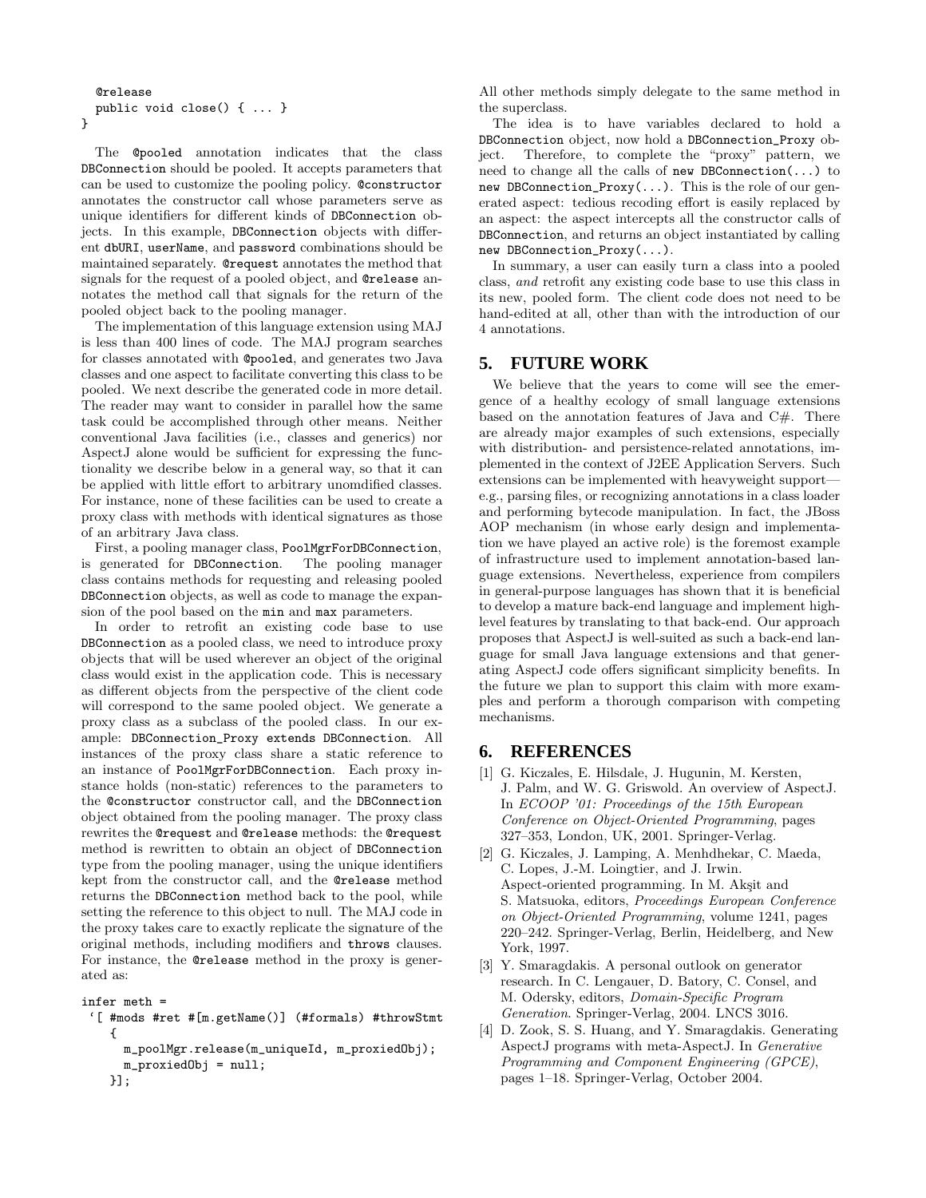```
  @release
  public void close() { ... }
}
```

The `@pooled` annotation indicates that the class `DBConnection` should be pooled. It accepts parameters that can be used to customize the pooling policy. `@constructor` annotates the constructor call whose parameters serve as unique identifiers for different kinds of `DBConnection` objects. In this example, `DBConnection` objects with different `dbURI`, `userName`, and `password` combinations should be maintained separately. `@request` annotates the method that signals for the request of a pooled object, and `@release` annotates the method call that signals for the return of the pooled object back to the pooling manager.

The implementation of this language extension using MAJ is less than 400 lines of code. The MAJ program searches for classes annotated with `@pooled`, and generates two Java classes and one aspect to facilitate converting this class to be pooled. We next describe the generated code in more detail. The reader may want to consider in parallel how the same task could be accomplished through other means. Neither conventional Java facilities (i.e., classes and generics) nor AspectJ alone would be sufficient for expressing the functionality we describe below in a general way, so that it can be applied with little effort to arbitrary unomdified classes. For instance, none of these facilities can be used to create a proxy class with methods with identical signatures as those of an arbitrary Java class.

First, a pooling manager class, `PoolMgrForDBConnection`, is generated for `DBConnection`. The pooling manager class contains methods for requesting and releasing pooled `DBConnection` objects, as well as code to manage the expansion of the pool based on the `min` and `max` parameters.

In order to retrofit an existing code base to use `DBConnection` as a pooled class, we need to introduce proxy objects that will be used wherever an object of the original class would exist in the application code. This is necessary as different objects from the perspective of the client code will correspond to the same pooled object. We generate a proxy class as a subclass of the pooled class. In our example: `DBConnection_Proxy extends DBConnection`. All instances of the proxy class share a static reference to an instance of `PoolMgrForDBConnection`. Each proxy instance holds (non-static) references to the parameters to the `@constructor` constructor call, and the `DBConnection` object obtained from the pooling manager. The proxy class rewrites the `@request` and `@release` methods: the `@request` method is rewritten to obtain an object of `DBConnection` type from the pooling manager, using the unique identifiers kept from the constructor call, and the `@release` method returns the `DBConnection` method back to the pool, while setting the reference to this object to null. The MAJ code in the proxy takes care to exactly replicate the signature of the original methods, including modifiers and `throws` clauses. For instance, the `@release` method in the proxy is generated as:

```
infer meth =
 `[ #mods #ret #[m.getName()] (#formals) #throwStmt
    {
      m_poolMgr.release(m_uniqueId, m_proxiedObj);
      m_proxiedObj = null;
    }];
```

All other methods simply delegate to the same method in the superclass.

The idea is to have variables declared to hold a `DBConnection` object, now hold a `DBConnection_Proxy` object. Therefore, to complete the "proxy" pattern, we need to change all the calls of `new DBConnection(...)` to `new DBConnection_Proxy(...)`. This is the role of our generated aspect: tedious recoding effort is easily replaced by an aspect: the aspect intercepts all the constructor calls of `DBConnection`, and returns an object instantiated by calling `new DBConnection_Proxy(...)`.

In summary, a user can easily turn a class into a pooled class, *and* retrofit any existing code base to use this class in its new, pooled form. The client code does not need to be hand-edited at all, other than with the introduction of our 4 annotations.

## 5. FUTURE WORK

We believe that the years to come will see the emergence of a healthy ecology of small language extensions based on the annotation features of Java and C#. There are already major examples of such extensions, especially with distribution- and persistence-related annotations, implemented in the context of J2EE Application Servers. Such extensions can be implemented with heavyweight support—e.g., parsing files, or recognizing annotations in a class loader and performing bytecode manipulation. In fact, the JBoss AOP mechanism (in whose early design and implementation we have played an active role) is the foremost example of infrastructure used to implement annotation-based language extensions. Nevertheless, experience from compilers in general-purpose languages has shown that it is beneficial to develop a mature back-end language and implement high-level features by translating to that back-end. Our approach proposes that AspectJ is well-suited as such a back-end language for small Java language extensions and that generating AspectJ code offers significant simplicity benefits. In the future we plan to support this claim with more examples and perform a thorough comparison with competing mechanisms.

## 6. REFERENCES

[1] G. Kiczales, E. Hilsdale, J. Hugunin, M. Kersten, J. Palm, and W. G. Griswold. An overview of AspectJ. In *ECOOP '01: Proceedings of the 15th European Conference on Object-Oriented Programming*, pages 327–353, London, UK, 2001. Springer-Verlag.

[2] G. Kiczales, J. Lamping, A. Menhdhekar, C. Maeda, C. Lopes, J.-M. Loingtier, and J. Irwin. Aspect-oriented programming. In M. Akşit and S. Matsuoka, editors, *Proceedings European Conference on Object-Oriented Programming*, volume 1241, pages 220–242. Springer-Verlag, Berlin, Heidelberg, and New York, 1997.

[3] Y. Smaragdakis. A personal outlook on generator research. In C. Lengauer, D. Batory, C. Consel, and M. Odersky, editors, *Domain-Specific Program Generation*. Springer-Verlag, 2004. LNCS 3016.

[4] D. Zook, S. S. Huang, and Y. Smaragdakis. Generating AspectJ programs with meta-AspectJ. In *Generative Programming and Component Engineering (GPCE)*, pages 1–18. Springer-Verlag, October 2004.